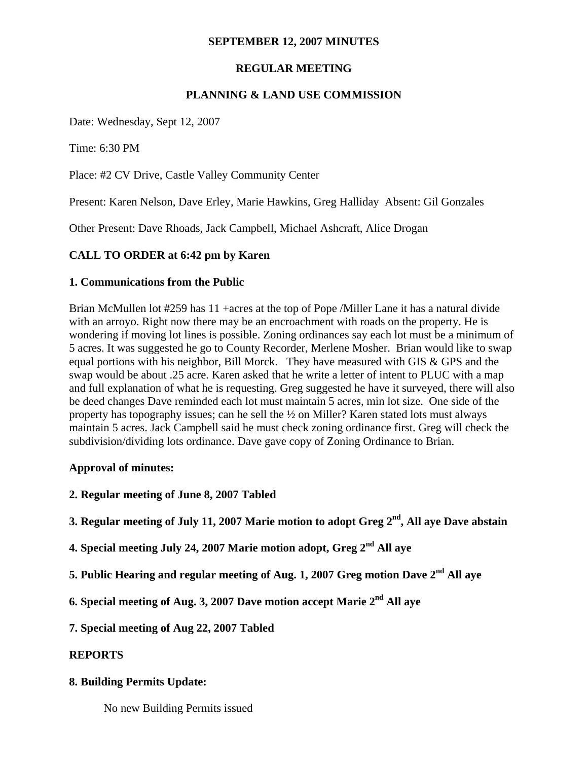**SEPTEMBER 12, 2007 MINUTES**

**REGULAR MEETING**

**PLANNING & LAND USE COMMISSION**

Date: Wednesday, Sept 12, 2007

Time: 6:30 PM

Place: #2 CV Drive, Castle Valley Community Center

Present: Karen Nelson, Dave Erley, Marie Hawkins, Greg Halliday Absent: Gil Gonzales

Other Present: Dave Rhoads, Jack Campbell, Michael Ashcraft, Alice Drogan

**CALL TO ORDER at 6:42 pm by Karen**

**1. Communications from the Public**

Brian McMullen lot #259 has 11 +acres at the top of Pope /Miller Lane it has a natural divide with an arroyo. Right now there may be an encroachment with roads on the property. He is wondering if moving lot lines is possible. Zoning ordinances say each lot must be a minimum of 5 acres. It was suggested he go to County Recorder, Merlene Mosher. Brian would like to swap equal portions with his neighbor, Bill Morck. They have measured with GIS & GPS and the swap would be about .25 acre. Karen asked that he write a letter of intent to PLUC with a map and full explanation of what he is requesting. Greg suggested he have it surveyed, there will also be deed changes Dave reminded each lot must maintain 5 acres, min lot size. One side of the property has topography issues; can he sell the ½ on Miller? Karen stated lots must always maintain 5 acres. Jack Campbell said he must check zoning ordinance first. Greg will check the subdivision/dividing lots ordinance. Dave gave copy of Zoning Ordinance to Brian.

**Approval of minutes:**

**2. Regular meeting of June 8, 2007 Tabled**

**3. Regular meeting of July 11, 2007 Marie motion to adopt Greg 2nd, All aye Dave abstain**

**4. Special meeting July 24, 2007 Marie motion adopt, Greg 2nd All aye**

**5. Public Hearing and regular meeting of Aug. 1, 2007 Greg motion Dave 2nd All aye**

**6. Special meeting of Aug. 3, 2007 Dave motion accept Marie 2nd All aye**

**7. Special meeting of Aug 22, 2007 Tabled**

**REPORTS**

**8. Building Permits Update:**

No new Building Permits issued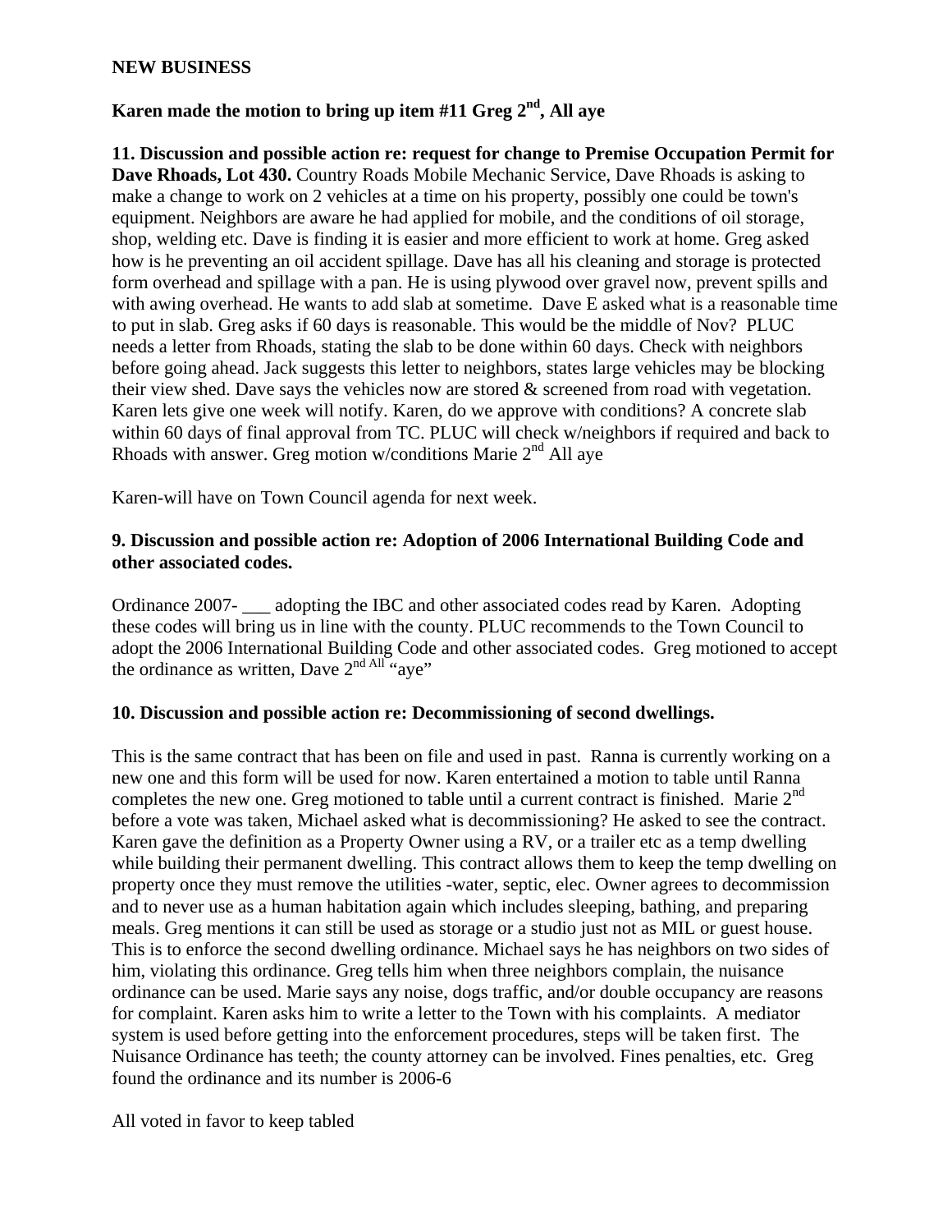**NEW BUSINESS**

**Karen made the motion to bring up item #11 Greg 2nd, All aye**

**11. Discussion and possible action re: request for change to Premise Occupation Permit for Dave Rhoads, Lot 430.** Country Roads Mobile Mechanic Service, Dave Rhoads is asking to make a change to work on 2 vehicles at a time on his property, possibly one could be town's equipment. Neighbors are aware he had applied for mobile, and the conditions of oil storage, shop, welding etc. Dave is finding it is easier and more efficient to work at home. Greg asked how is he preventing an oil accident spillage. Dave has all his cleaning and storage is protected form overhead and spillage with a pan. He is using plywood over gravel now, prevent spills and with awing overhead. He wants to add slab at sometime. Dave E asked what is a reasonable time to put in slab. Greg asks if 60 days is reasonable. This would be the middle of Nov? PLUC needs a letter from Rhoads, stating the slab to be done within 60 days. Check with neighbors before going ahead. Jack suggests this letter to neighbors, states large vehicles may be blocking their view shed. Dave says the vehicles now are stored & screened from road with vegetation. Karen lets give one week will notify. Karen, do we approve with conditions? A concrete slab within 60 days of final approval from TC. PLUC will check w/neighbors if required and back to Rhoads with answer. Greg motion w/conditions Marie 2nd All aye

Karen-will have on Town Council agenda for next week.

**9. Discussion and possible action re: Adoption of 2006 International Building Code and other associated codes.**

Ordinance 2007- ___ adopting the IBC and other associated codes read by Karen. Adopting these codes will bring us in line with the county. PLUC recommends to the Town Council to adopt the 2006 International Building Code and other associated codes. Greg motioned to accept the ordinance as written, Dave 2nd All "aye"

**10. Discussion and possible action re: Decommissioning of second dwellings.**

This is the same contract that has been on file and used in past. Ranna is currently working on a new one and this form will be used for now. Karen entertained a motion to table until Ranna completes the new one. Greg motioned to table until a current contract is finished. Marie 2nd before a vote was taken, Michael asked what is decommissioning? He asked to see the contract. Karen gave the definition as a Property Owner using a RV, or a trailer etc as a temp dwelling while building their permanent dwelling. This contract allows them to keep the temp dwelling on property once they must remove the utilities -water, septic, elec. Owner agrees to decommission and to never use as a human habitation again which includes sleeping, bathing, and preparing meals. Greg mentions it can still be used as storage or a studio just not as MIL or guest house. This is to enforce the second dwelling ordinance. Michael says he has neighbors on two sides of him, violating this ordinance. Greg tells him when three neighbors complain, the nuisance ordinance can be used. Marie says any noise, dogs traffic, and/or double occupancy are reasons for complaint. Karen asks him to write a letter to the Town with his complaints. A mediator system is used before getting into the enforcement procedures, steps will be taken first. The Nuisance Ordinance has teeth; the county attorney can be involved. Fines penalties, etc. Greg found the ordinance and its number is 2006-6

All voted in favor to keep tabled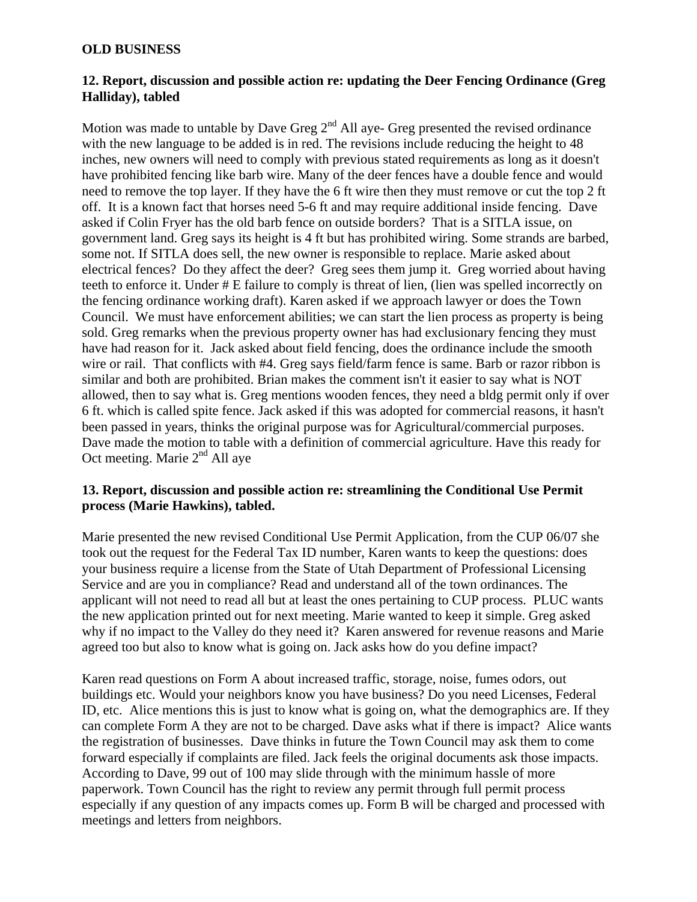**OLD BUSINESS**

**12. Report, discussion and possible action re: updating the Deer Fencing Ordinance (Greg Halliday), tabled**

Motion was made to untable by Dave Greg 2nd All aye- Greg presented the revised ordinance with the new language to be added is in red. The revisions include reducing the height to 48 inches, new owners will need to comply with previous stated requirements as long as it doesn't have prohibited fencing like barb wire. Many of the deer fences have a double fence and would need to remove the top layer. If they have the 6 ft wire then they must remove or cut the top 2 ft off. It is a known fact that horses need 5-6 ft and may require additional inside fencing. Dave asked if Colin Fryer has the old barb fence on outside borders? That is a SITLA issue, on government land. Greg says its height is 4 ft but has prohibited wiring. Some strands are barbed, some not. If SITLA does sell, the new owner is responsible to replace. Marie asked about electrical fences? Do they affect the deer? Greg sees them jump it. Greg worried about having teeth to enforce it. Under # E failure to comply is threat of lien, (lien was spelled incorrectly on the fencing ordinance working draft). Karen asked if we approach lawyer or does the Town Council. We must have enforcement abilities; we can start the lien process as property is being sold. Greg remarks when the previous property owner has had exclusionary fencing they must have had reason for it. Jack asked about field fencing, does the ordinance include the smooth wire or rail. That conflicts with #4. Greg says field/farm fence is same. Barb or razor ribbon is similar and both are prohibited. Brian makes the comment isn't it easier to say what is NOT allowed, then to say what is. Greg mentions wooden fences, they need a bldg permit only if over 6 ft. which is called spite fence. Jack asked if this was adopted for commercial reasons, it hasn't been passed in years, thinks the original purpose was for Agricultural/commercial purposes. Dave made the motion to table with a definition of commercial agriculture. Have this ready for Oct meeting. Marie 2nd All aye

**13. Report, discussion and possible action re: streamlining the Conditional Use Permit process (Marie Hawkins), tabled.**

Marie presented the new revised Conditional Use Permit Application, from the CUP 06/07 she took out the request for the Federal Tax ID number, Karen wants to keep the questions: does your business require a license from the State of Utah Department of Professional Licensing Service and are you in compliance? Read and understand all of the town ordinances. The applicant will not need to read all but at least the ones pertaining to CUP process. PLUC wants the new application printed out for next meeting. Marie wanted to keep it simple. Greg asked why if no impact to the Valley do they need it? Karen answered for revenue reasons and Marie agreed too but also to know what is going on. Jack asks how do you define impact?

Karen read questions on Form A about increased traffic, storage, noise, fumes odors, out buildings etc. Would your neighbors know you have business? Do you need Licenses, Federal ID, etc. Alice mentions this is just to know what is going on, what the demographics are. If they can complete Form A they are not to be charged. Dave asks what if there is impact? Alice wants the registration of businesses. Dave thinks in future the Town Council may ask them to come forward especially if complaints are filed. Jack feels the original documents ask those impacts. According to Dave, 99 out of 100 may slide through with the minimum hassle of more paperwork. Town Council has the right to review any permit through full permit process especially if any question of any impacts comes up. Form B will be charged and processed with meetings and letters from neighbors.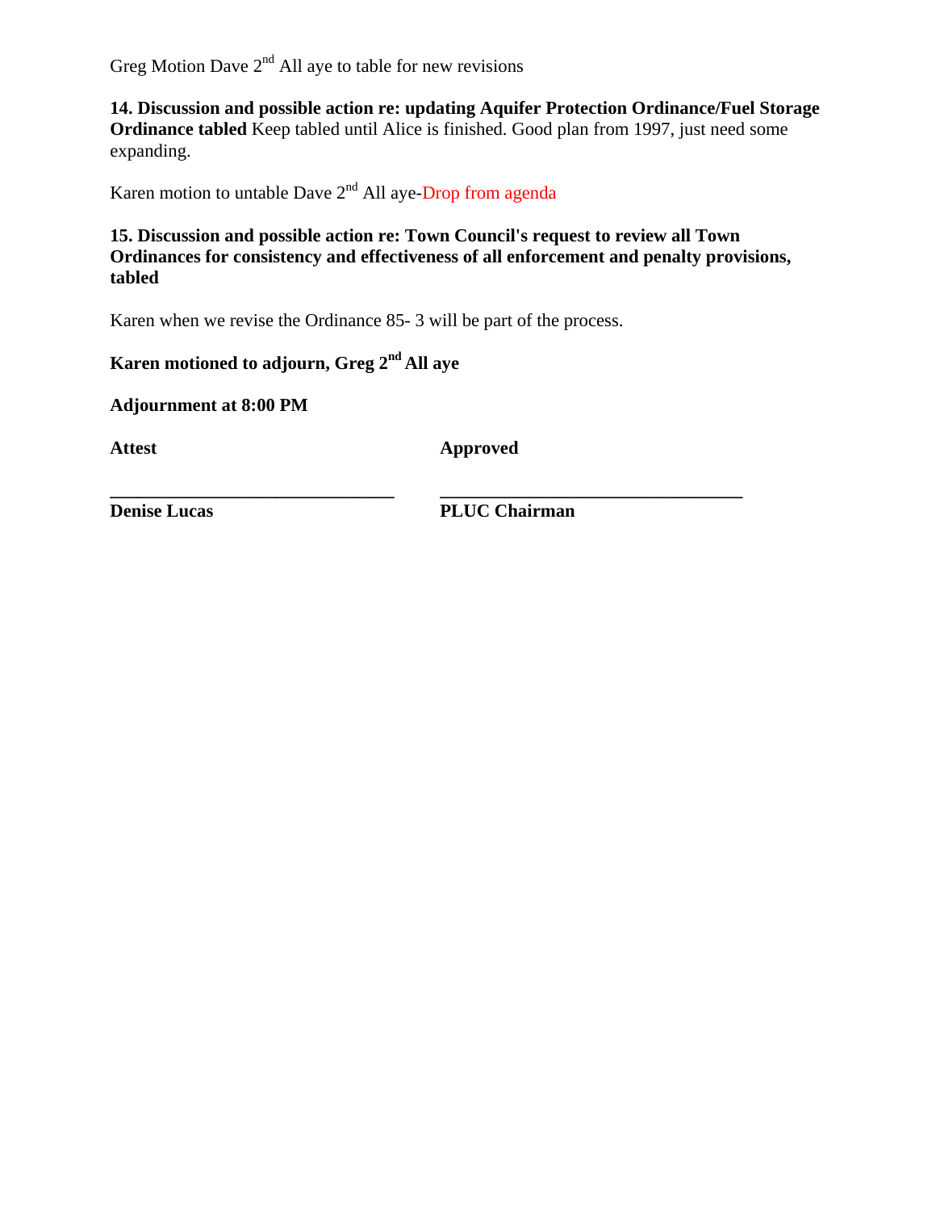Greg Motion Dave 2nd All aye to table for new revisions

**14. Discussion and possible action re: updating Aquifer Protection Ordinance/Fuel Storage Ordinance tabled** Keep tabled until Alice is finished. Good plan from 1997, just need some expanding.

Karen motion to untable Dave 2nd All aye-Drop from agenda

**15. Discussion and possible action re: Town Council's request to review all Town Ordinances for consistency and effectiveness of all enforcement and penalty provisions, tabled**

Karen when we revise the Ordinance 85- 3 will be part of the process.

**Karen motioned to adjourn, Greg 2nd All aye**

**Adjournment at 8:00 PM**

| | |
|---|---|
| **Attest** | **Approved** |
| _______________________________ | _________________________________ |
| **Denise Lucas** | **PLUC Chairman** |